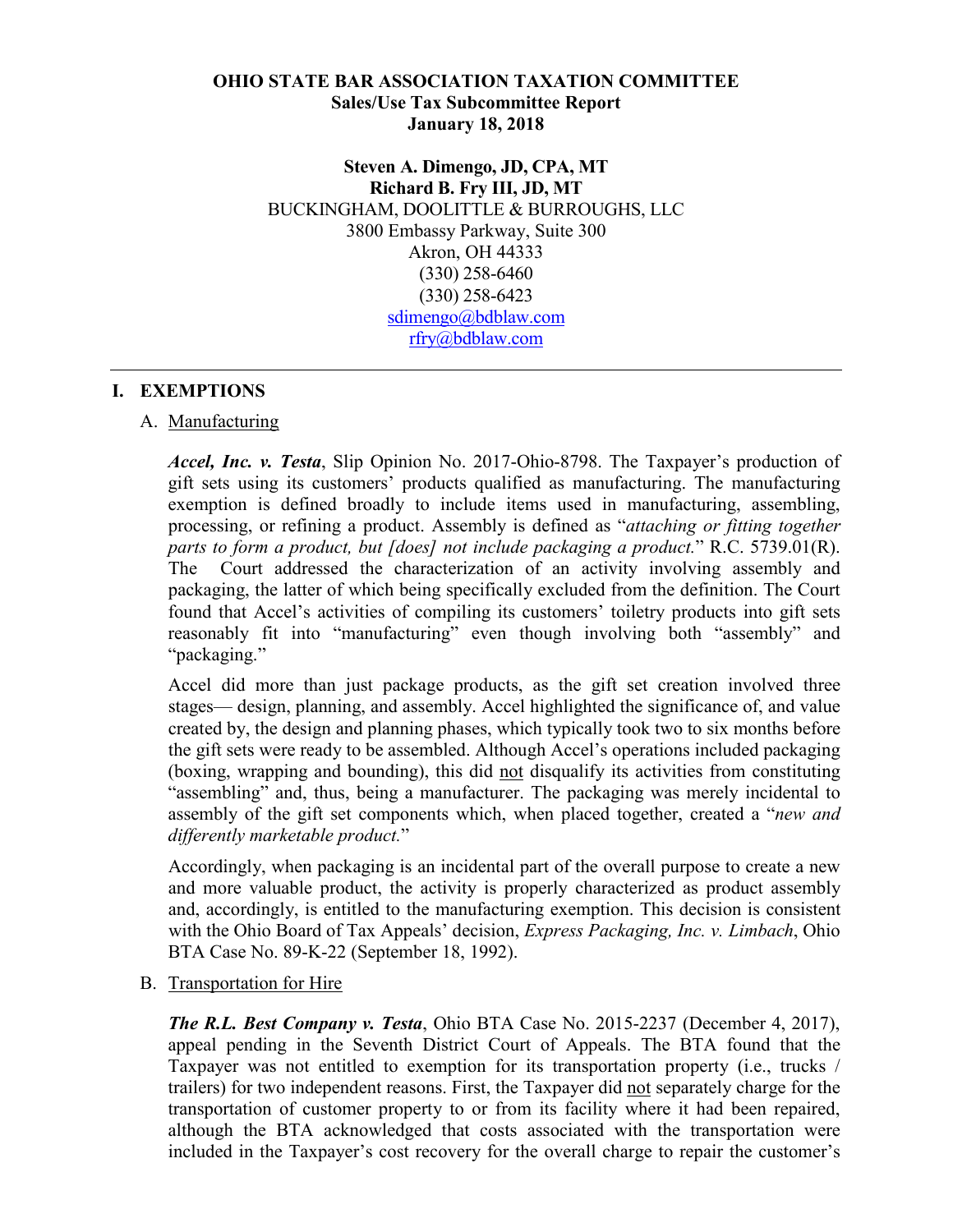**OHIO STATE BAR ASSOCIATION TAXATION COMMITTEE**
**Sales/Use Tax Subcommittee Report**
**January 18, 2018**

**Steven A. Dimengo, JD, CPA, MT**
**Richard B. Fry III, JD, MT**
BUCKINGHAM, DOOLITTLE & BURROUGHS, LLC
3800 Embassy Parkway, Suite 300
Akron, OH 44333
(330) 258-6460
(330) 258-6423
sdimengo@bdblaw.com
rfry@bdblaw.com

---

## I. EXEMPTIONS

### A. Manufacturing

***Accel, Inc. v. Testa***, Slip Opinion No. 2017-Ohio-8798. The Taxpayer's production of gift sets using its customers' products qualified as manufacturing. The manufacturing exemption is defined broadly to include items used in manufacturing, assembling, processing, or refining a product. Assembly is defined as "*attaching or fitting together parts to form a product, but [does] not include packaging a product.*" R.C. 5739.01(R). The Court addressed the characterization of an activity involving assembly and packaging, the latter of which being specifically excluded from the definition. The Court found that Accel's activities of compiling its customers' toiletry products into gift sets reasonably fit into "manufacturing" even though involving both "assembly" and "packaging."

Accel did more than just package products, as the gift set creation involved three stages— design, planning, and assembly. Accel highlighted the significance of, and value created by, the design and planning phases, which typically took two to six months before the gift sets were ready to be assembled. Although Accel's operations included packaging (boxing, wrapping and bounding), this did not disqualify its activities from constituting "assembling" and, thus, being a manufacturer. The packaging was merely incidental to assembly of the gift set components which, when placed together, created a "*new and differently marketable product.*"

Accordingly, when packaging is an incidental part of the overall purpose to create a new and more valuable product, the activity is properly characterized as product assembly and, accordingly, is entitled to the manufacturing exemption. This decision is consistent with the Ohio Board of Tax Appeals' decision, *Express Packaging, Inc. v. Limbach*, Ohio BTA Case No. 89-K-22 (September 18, 1992).

### B. Transportation for Hire

***The R.L. Best Company v. Testa***, Ohio BTA Case No. 2015-2237 (December 4, 2017), appeal pending in the Seventh District Court of Appeals. The BTA found that the Taxpayer was not entitled to exemption for its transportation property (i.e., trucks / trailers) for two independent reasons. First, the Taxpayer did not separately charge for the transportation of customer property to or from its facility where it had been repaired, although the BTA acknowledged that costs associated with the transportation were included in the Taxpayer's cost recovery for the overall charge to repair the customer's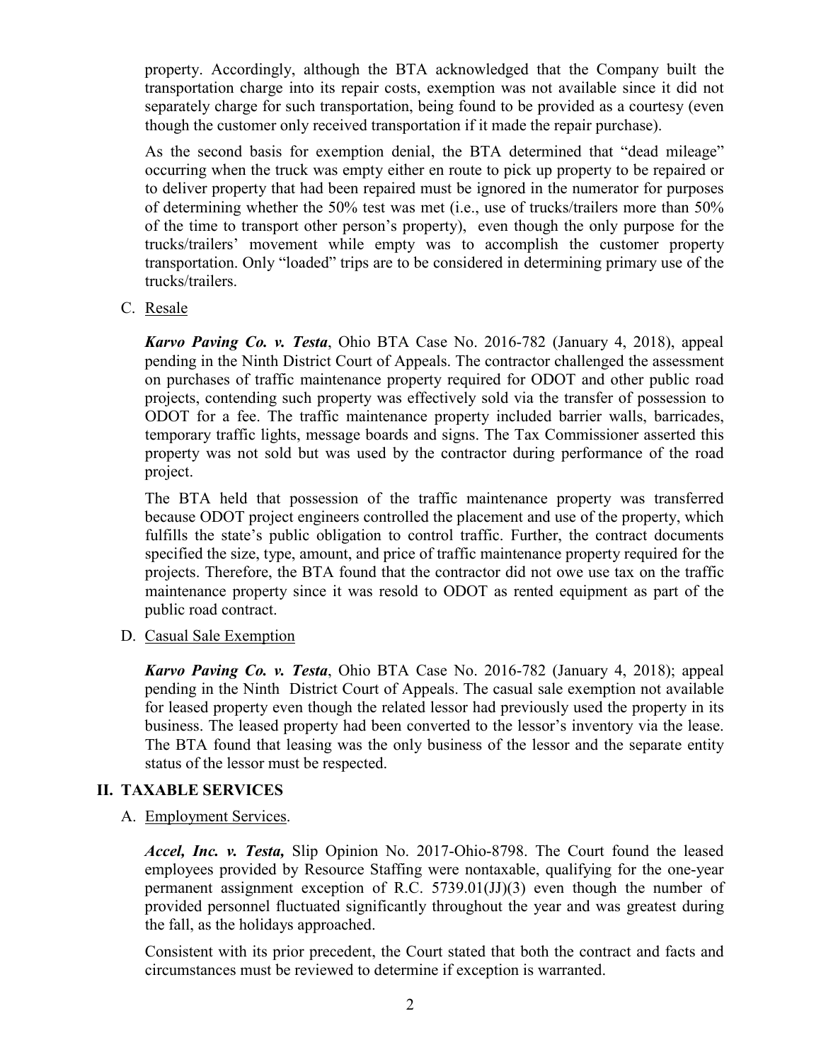property. Accordingly, although the BTA acknowledged that the Company built the transportation charge into its repair costs, exemption was not available since it did not separately charge for such transportation, being found to be provided as a courtesy (even though the customer only received transportation if it made the repair purchase).

As the second basis for exemption denial, the BTA determined that "dead mileage" occurring when the truck was empty either en route to pick up property to be repaired or to deliver property that had been repaired must be ignored in the numerator for purposes of determining whether the 50% test was met (i.e., use of trucks/trailers more than 50% of the time to transport other person's property), even though the only purpose for the trucks/trailers' movement while empty was to accomplish the customer property transportation. Only "loaded" trips are to be considered in determining primary use of the trucks/trailers.

C. Resale

***Karvo Paving Co. v. Testa***, Ohio BTA Case No. 2016-782 (January 4, 2018), appeal pending in the Ninth District Court of Appeals. The contractor challenged the assessment on purchases of traffic maintenance property required for ODOT and other public road projects, contending such property was effectively sold via the transfer of possession to ODOT for a fee. The traffic maintenance property included barrier walls, barricades, temporary traffic lights, message boards and signs. The Tax Commissioner asserted this property was not sold but was used by the contractor during performance of the road project.

The BTA held that possession of the traffic maintenance property was transferred because ODOT project engineers controlled the placement and use of the property, which fulfills the state's public obligation to control traffic. Further, the contract documents specified the size, type, amount, and price of traffic maintenance property required for the projects. Therefore, the BTA found that the contractor did not owe use tax on the traffic maintenance property since it was resold to ODOT as rented equipment as part of the public road contract.

D. Casual Sale Exemption

***Karvo Paving Co. v. Testa***, Ohio BTA Case No. 2016-782 (January 4, 2018); appeal pending in the Ninth District Court of Appeals. The casual sale exemption not available for leased property even though the related lessor had previously used the property in its business. The leased property had been converted to the lessor's inventory via the lease. The BTA found that leasing was the only business of the lessor and the separate entity status of the lessor must be respected.

## II. TAXABLE SERVICES

A. Employment Services.

***Accel, Inc. v. Testa,*** Slip Opinion No. 2017-Ohio-8798. The Court found the leased employees provided by Resource Staffing were nontaxable, qualifying for the one-year permanent assignment exception of R.C. 5739.01(JJ)(3) even though the number of provided personnel fluctuated significantly throughout the year and was greatest during the fall, as the holidays approached.

Consistent with its prior precedent, the Court stated that both the contract and facts and circumstances must be reviewed to determine if exception is warranted.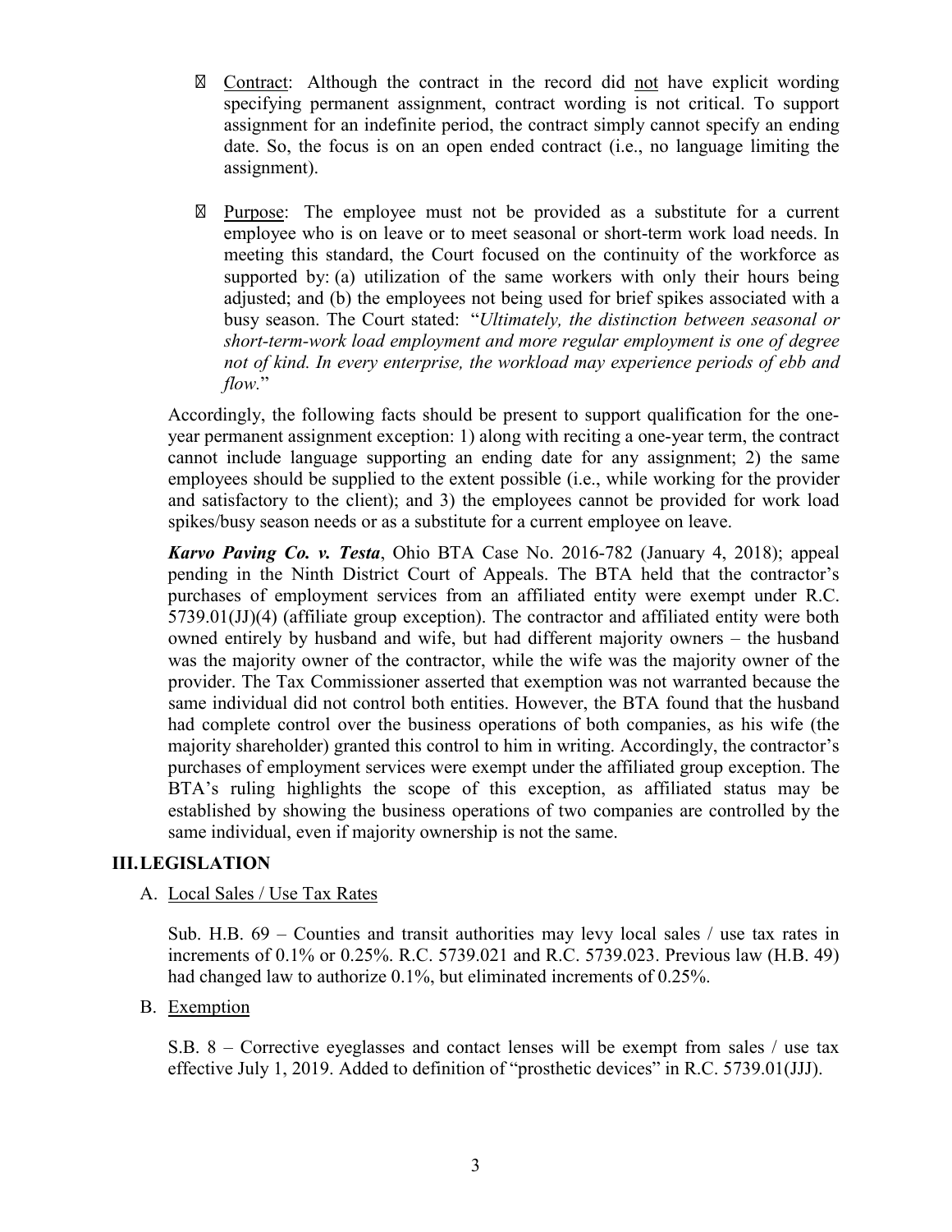- Contract: Although the contract in the record did not have explicit wording specifying permanent assignment, contract wording is not critical. To support assignment for an indefinite period, the contract simply cannot specify an ending date. So, the focus is on an open ended contract (i.e., no language limiting the assignment).

- Purpose: The employee must not be provided as a substitute for a current employee who is on leave or to meet seasonal or short-term work load needs. In meeting this standard, the Court focused on the continuity of the workforce as supported by: (a) utilization of the same workers with only their hours being adjusted; and (b) the employees not being used for brief spikes associated with a busy season. The Court stated: "*Ultimately, the distinction between seasonal or short-term-work load employment and more regular employment is one of degree not of kind. In every enterprise, the workload may experience periods of ebb and flow.*"

Accordingly, the following facts should be present to support qualification for the one-year permanent assignment exception: 1) along with reciting a one-year term, the contract cannot include language supporting an ending date for any assignment; 2) the same employees should be supplied to the extent possible (i.e., while working for the provider and satisfactory to the client); and 3) the employees cannot be provided for work load spikes/busy season needs or as a substitute for a current employee on leave.

***Karvo Paving Co. v. Testa***, Ohio BTA Case No. 2016-782 (January 4, 2018); appeal pending in the Ninth District Court of Appeals. The BTA held that the contractor's purchases of employment services from an affiliated entity were exempt under R.C. 5739.01(JJ)(4) (affiliate group exception). The contractor and affiliated entity were both owned entirely by husband and wife, but had different majority owners – the husband was the majority owner of the contractor, while the wife was the majority owner of the provider. The Tax Commissioner asserted that exemption was not warranted because the same individual did not control both entities. However, the BTA found that the husband had complete control over the business operations of both companies, as his wife (the majority shareholder) granted this control to him in writing. Accordingly, the contractor's purchases of employment services were exempt under the affiliated group exception. The BTA's ruling highlights the scope of this exception, as affiliated status may be established by showing the business operations of two companies are controlled by the same individual, even if majority ownership is not the same.

## III. LEGISLATION

A. Local Sales / Use Tax Rates

Sub. H.B. 69 – Counties and transit authorities may levy local sales / use tax rates in increments of 0.1% or 0.25%. R.C. 5739.021 and R.C. 5739.023. Previous law (H.B. 49) had changed law to authorize 0.1%, but eliminated increments of 0.25%.

B. Exemption

S.B. 8 – Corrective eyeglasses and contact lenses will be exempt from sales / use tax effective July 1, 2019. Added to definition of "prosthetic devices" in R.C. 5739.01(JJJ).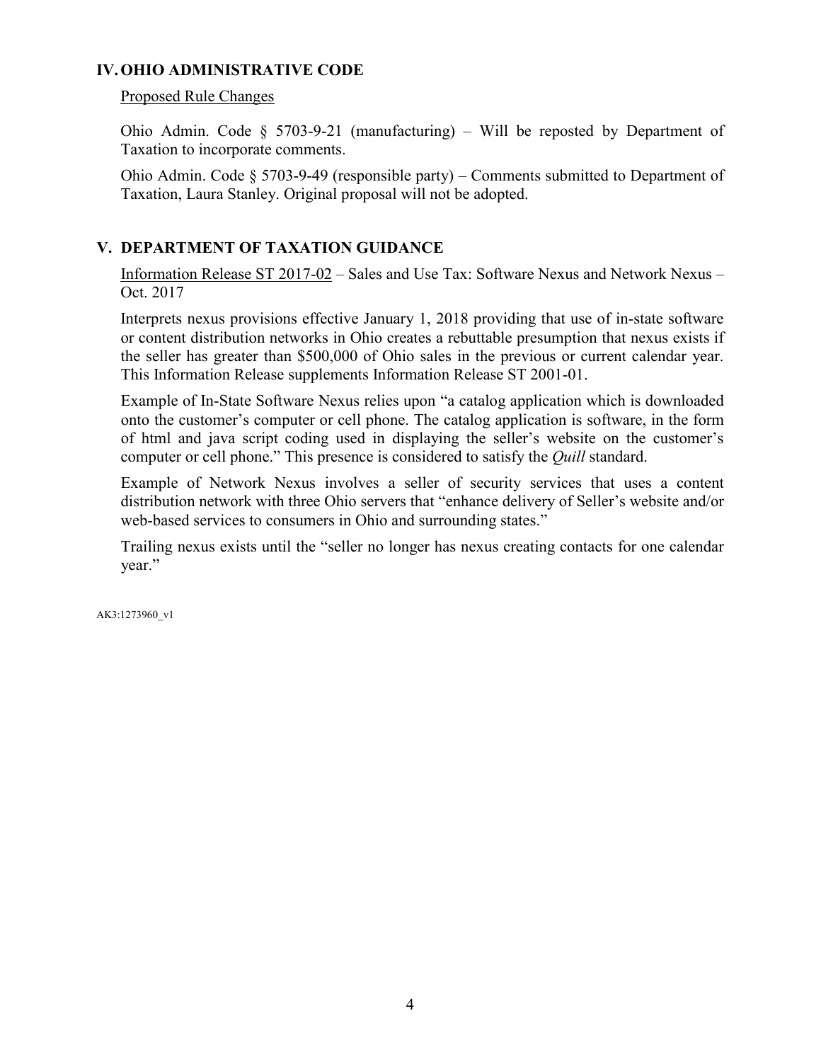## IV. OHIO ADMINISTRATIVE CODE

Proposed Rule Changes

Ohio Admin. Code § 5703-9-21 (manufacturing) – Will be reposted by Department of Taxation to incorporate comments.

Ohio Admin. Code § 5703-9-49 (responsible party) – Comments submitted to Department of Taxation, Laura Stanley. Original proposal will not be adopted.

## V. DEPARTMENT OF TAXATION GUIDANCE

Information Release ST 2017-02 – Sales and Use Tax: Software Nexus and Network Nexus – Oct. 2017

Interprets nexus provisions effective January 1, 2018 providing that use of in-state software or content distribution networks in Ohio creates a rebuttable presumption that nexus exists if the seller has greater than $500,000 of Ohio sales in the previous or current calendar year. This Information Release supplements Information Release ST 2001-01.

Example of In-State Software Nexus relies upon "a catalog application which is downloaded onto the customer's computer or cell phone. The catalog application is software, in the form of html and java script coding used in displaying the seller's website on the customer's computer or cell phone." This presence is considered to satisfy the *Quill* standard.

Example of Network Nexus involves a seller of security services that uses a content distribution network with three Ohio servers that "enhance delivery of Seller's website and/or web-based services to consumers in Ohio and surrounding states."

Trailing nexus exists until the "seller no longer has nexus creating contacts for one calendar year."

AK3:1273960_v1